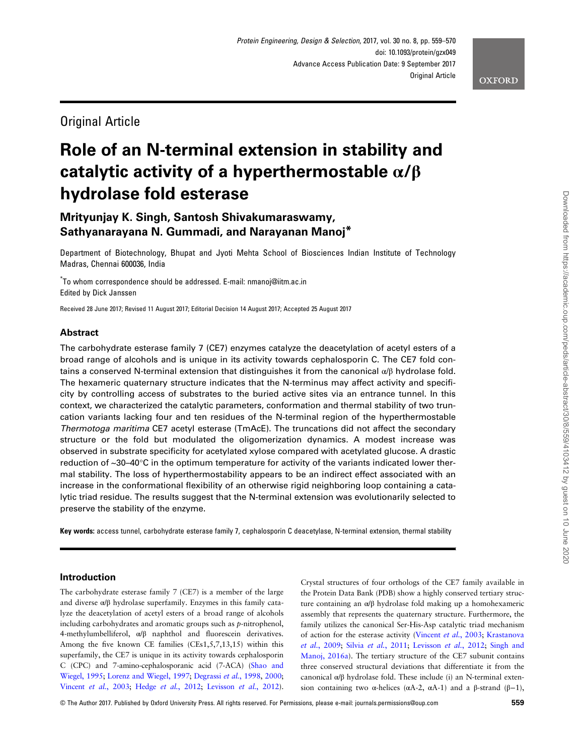Original Article

# Role of an N-terminal extension in stability and catalytic activity of a hyperthermostable α/β hydrolase fold esterase

**Mrityunjay K. Singh, Santosh Shivakumaraswamy, Sathyanarayana N. Gummadi, and Narayanan Manoj***

Department of Biotechnology, Bhupat and Jyoti Mehta School of Biosciences Indian Institute of Technology Madras, Chennai 600036, India

*To whom correspondence should be addressed. E-mail: nmanoj@iitm.ac.in
Edited by Dick Janssen

Received 28 June 2017; Revised 11 August 2017; Editorial Decision 14 August 2017; Accepted 25 August 2017

## Abstract

The carbohydrate esterase family 7 (CE7) enzymes catalyze the deacetylation of acetyl esters of a broad range of alcohols and is unique in its activity towards cephalosporin C. The CE7 fold contains a conserved N-terminal extension that distinguishes it from the canonical α/β hydrolase fold. The hexameric quaternary structure indicates that the N-terminus may affect activity and specificity by controlling access of substrates to the buried active sites via an entrance tunnel. In this context, we characterized the catalytic parameters, conformation and thermal stability of two truncation variants lacking four and ten residues of the N-terminal region of the hyperthermostable *Thermotoga maritima* CE7 acetyl esterase (TmAcE). The truncations did not affect the secondary structure or the fold but modulated the oligomerization dynamics. A modest increase was observed in substrate specificity for acetylated xylose compared with acetylated glucose. A drastic reduction of ~30–40°C in the optimum temperature for activity of the variants indicated lower thermal stability. The loss of hyperthermostability appears to be an indirect effect associated with an increase in the conformational flexibility of an otherwise rigid neighboring loop containing a catalytic triad residue. The results suggest that the N-terminal extension was evolutionarily selected to preserve the stability of the enzyme.

**Key words:** access tunnel, carbohydrate esterase family 7, cephalosporin C deacetylase, N-terminal extension, thermal stability

## Introduction

The carbohydrate esterase family 7 (CE7) is a member of the large and diverse α/β hydrolase superfamily. Enzymes in this family catalyze the deacetylation of acetyl esters of a broad range of alcohols including carbohydrates and aromatic groups such as *p*-nitrophenol, 4-methylumbelliferol, α/β naphthol and fluorescein derivatives. Among the five known CE families (CEs1,5,7,13,15) within this superfamily, the CE7 is unique in its activity towards cephalosporin C (CPC) and 7-amino-cephalosporanic acid (7-ACA) (Shao and Wiegel, 1995; Lorenz and Wiegel, 1997; Degrassi *et al.*, 1998, 2000; Vincent *et al.*, 2003; Hedge *et al.*, 2012; Levisson *et al.*, 2012). Crystal structures of four orthologs of the CE7 family available in the Protein Data Bank (PDB) show a highly conserved tertiary structure containing an α/β hydrolase fold making up a homohexameric assembly that represents the quaternary structure. Furthermore, the family utilizes the canonical Ser-His-Asp catalytic triad mechanism of action for the esterase activity (Vincent *et al.*, 2003; Krastanova *et al.*, 2009; Silvia *et al.*, 2011; Levisson *et al.*, 2012; Singh and Manoj, 2016a). The tertiary structure of the CE7 subunit contains three conserved structural deviations that differentiate it from the canonical α/β hydrolase fold. These include (i) an N-terminal extension containing two α-helices (αA-2, αA-1) and a β-strand (β−1),

© The Author 2017. Published by Oxford University Press. All rights reserved. For Permissions, please e-mail: journals.permissions@oup.com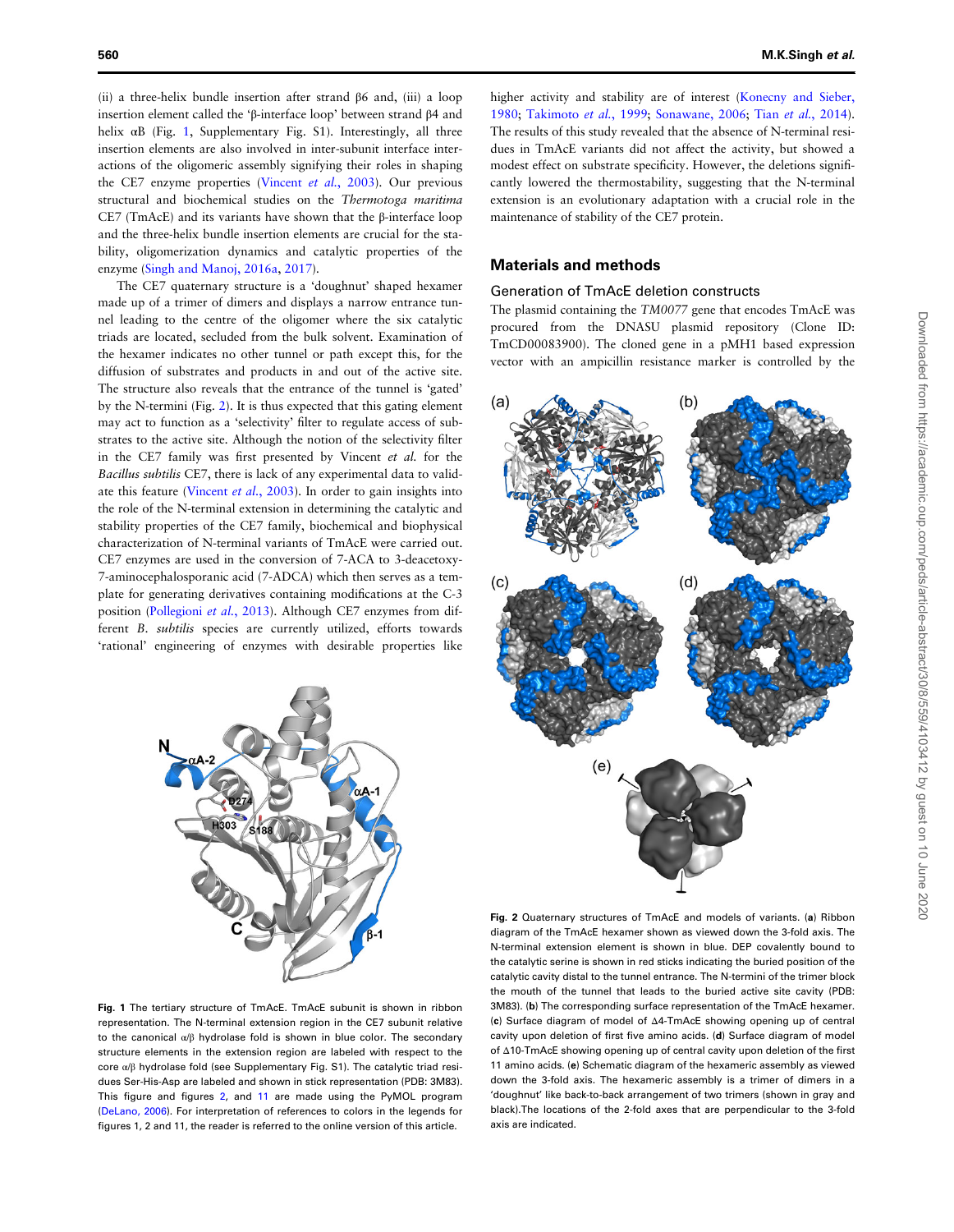(ii) a three-helix bundle insertion after strand β6 and, (iii) a loop insertion element called the 'β-interface loop' between strand β4 and helix αB (Fig. 1, Supplementary Fig. S1). Interestingly, all three insertion elements are also involved in inter-subunit interface interactions of the oligomeric assembly signifying their roles in shaping the CE7 enzyme properties (Vincent *et al.*, 2003). Our previous structural and biochemical studies on the *Thermotoga maritima* CE7 (TmAcE) and its variants have shown that the β-interface loop and the three-helix bundle insertion elements are crucial for the stability, oligomerization dynamics and catalytic properties of the enzyme (Singh and Manoj, 2016a, 2017).

The CE7 quaternary structure is a 'doughnut' shaped hexamer made up of a trimer of dimers and displays a narrow entrance tunnel leading to the centre of the oligomer where the six catalytic triads are located, secluded from the bulk solvent. Examination of the hexamer indicates no other tunnel or path except this, for the diffusion of substrates and products in and out of the active site. The structure also reveals that the entrance of the tunnel is 'gated' by the N-termini (Fig. 2). It is thus expected that this gating element may act to function as a 'selectivity' filter to regulate access of substrates to the active site. Although the notion of the selectivity filter in the CE7 family was first presented by Vincent *et al.* for the *Bacillus subtilis* CE7, there is lack of any experimental data to validate this feature (Vincent *et al.*, 2003). In order to gain insights into the role of the N-terminal extension in determining the catalytic and stability properties of the CE7 family, biochemical and biophysical characterization of N-terminal variants of TmAcE were carried out. CE7 enzymes are used in the conversion of 7-ACA to 3-deacetoxy-7-aminocephalosporanic acid (7-ADCA) which then serves as a template for generating derivatives containing modifications at the C-3 position (Pollegioni *et al.*, 2013). Although CE7 enzymes from different *B. subtilis* species are currently utilized, efforts towards 'rational' engineering of enzymes with desirable properties like higher activity and stability are of interest (Konecny and Sieber, 1980; Takimoto *et al.*, 1999; Sonawane, 2006; Tian *et al.*, 2014). The results of this study revealed that the absence of N-terminal residues in TmAcE variants did not affect the activity, but showed a modest effect on substrate specificity. However, the deletions significantly lowered the thermostability, suggesting that the N-terminal extension is an evolutionary adaptation with a crucial role in the maintenance of stability of the CE7 protein.

**Fig. 1** The tertiary structure of TmAcE. TmAcE subunit is shown in ribbon representation. The N-terminal extension region in the CE7 subunit relative to the canonical α/β hydrolase fold is shown in blue color. The secondary structure elements in the extension region are labeled with respect to the core α/β hydrolase fold (see Supplementary Fig. S1). The catalytic triad residues Ser-His-Asp are labeled and shown in stick representation (PDB: 3M83). This figure and figures 2, and 11 are made using the PyMOL program (DeLano, 2006). For interpretation of references to colors in the legends for figures 1, 2 and 11, the reader is referred to the online version of this article.

## Materials and methods

### Generation of TmAcE deletion constructs

The plasmid containing the *TM0077* gene that encodes TmAcE was procured from the DNASU plasmid repository (Clone ID: TmCD00083900). The cloned gene in a pMH1 based expression vector with an ampicillin resistance marker is controlled by the

**Fig. 2** Quaternary structures of TmAcE and models of variants. (**a**) Ribbon diagram of the TmAcE hexamer shown as viewed down the 3-fold axis. The N-terminal extension element is shown in blue. DEP covalently bound to the catalytic serine is shown in red sticks indicating the buried position of the catalytic cavity distal to the tunnel entrance. The N-termini of the trimer block the mouth of the tunnel that leads to the buried active site cavity (PDB: 3M83). (**b**) The corresponding surface representation of the TmAcE hexamer. (**c**) Surface diagram of model of Δ4-TmAcE showing opening up of central cavity upon deletion of first five amino acids. (**d**) Surface diagram of model of Δ10-TmAcE showing opening up of central cavity upon deletion of the first 11 amino acids. (**e**) Schematic diagram of the hexameric assembly as viewed down the 3-fold axis. The hexameric assembly is a trimer of dimers in a 'doughnut' like back-to-back arrangement of two trimers (shown in gray and black).The locations of the 2-fold axes that are perpendicular to the 3-fold axis are indicated.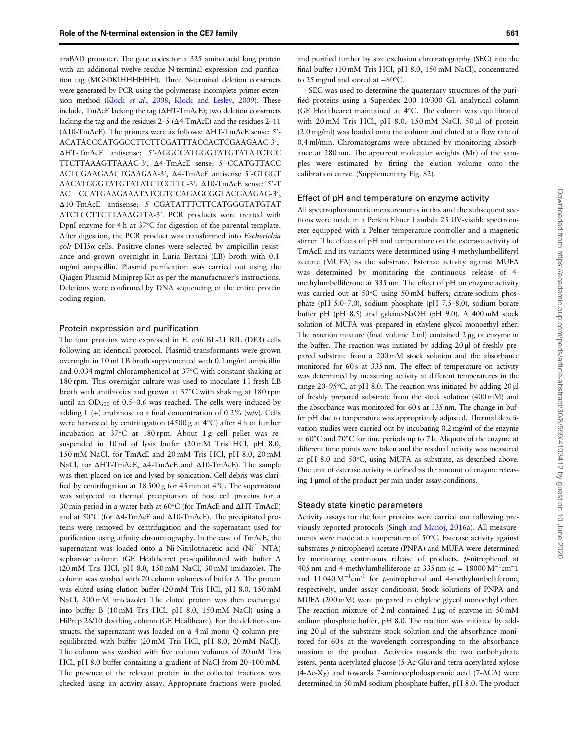araBAD promoter. The gene codes for a 325 amino acid long protein with an additional twelve residue N-terminal expression and purification tag (MGSDKIHHHHHH). Three N-terminal deletion constructs were generated by PCR using the polymerase incomplete primer extension method (Klock *et al.*, 2008; Klock and Lesley, 2009). These include, TmAcE lacking the tag (ΔHT-TmAcE); two deletion constructs lacking the tag and the residues 2–5 (Δ4-TmAcE) and the residues 2–11 (Δ10-TmAcE). The primers were as follows: ΔHT-TmAcE sense: 5′-ACATACCCATGGCCTTCTTCGATTTACCACTCGAAGAAC-3′, ΔHT-TmAcE antisense: 5′-AGGCCATGGGTATGTATATCTCC TTCTTAAAGTTAAAC-3′, Δ4-TmAcE sense: 5′-CCATGTTACC ACTCGAAGAACTGAAGAA-3′, Δ4-TmAcE antisense 5′-GTGGT AACATGGGTATGTATATCTCCTTC-3′, Δ10-TmAcE sense: 5′-T AC CCATGAAGAAATATCGTCCAGAGCGGTACGAAGAG-3′, Δ10-TmAcE antisense: 5′-CGATATTTCTTCATGGGTATGTAT ATCTCCTTCTTAAAGTTA-3′. PCR products were treated with DpnI enzyme for 4 h at 37°C for digestion of the parental template. After digestion, the PCR product was transformed into *Escherichia coli* DH5α cells. Positive clones were selected by ampicillin resistance and grown overnight in Luria Bertani (LB) broth with 0.1 mg/ml ampicillin. Plasmid purification was carried out using the Qiagen Plasmid Miniprep Kit as per the manufacturer's instructions. Deletions were confirmed by DNA sequencing of the entire protein coding region.

## Protein expression and purification

The four proteins were expressed in *E. coli* BL-21 RIL (DE3) cells following an identical protocol. Plasmid transformants were grown overnight in 10 ml LB broth supplemented with 0.1 mg/ml ampicillin and 0.034 mg/ml chloramphenicol at 37°C with constant shaking at 180 rpm. This overnight culture was used to inoculate 1 l fresh LB broth with antibiotics and grown at 37°C with shaking at 180 rpm until an $OD_{600}$ of 0.5–0.6 was reached. The cells were induced by adding L (+) arabinose to a final concentration of 0.2% (w/v). Cells were harvested by centrifugation (4500 g at 4°C) after 4 h of further incubation at 37°C at 180 rpm. About 1 g cell pellet was re-suspended in 10 ml of lysis buffer (20 mM Tris HCl, pH 8.0, 150 mM NaCl, for TmAcE and 20 mM Tris HCl, pH 8.0, 20 mM NaCl, for ΔHT-TmAcE, Δ4-TmAcE and Δ10-TmAcE). The sample was then placed on ice and lysed by sonication. Cell debris was clarified by centrifugation at 18 500 g for 45 min at 4°C. The supernatant was subjected to thermal precipitation of host cell proteins for a 30 min period in a water bath at 60°C (for TmAcE and ΔHT-TmAcE) and at 50°C (for Δ4-TmAcE and Δ10-TmAcE). The precipitated proteins were removed by centrifugation and the supernatant used for purification using affinity chromatography. In the case of TmAcE, the supernatant was loaded onto a Ni-Nitrilotriacetic acid ($Ni^{2+}$-NTA) sepharose column (GE Healthcare) pre-equilibrated with buffer A (20 mM Tris HCl, pH 8.0, 150 mM NaCl, 30 mM imidazole). The column was washed with 20 column volumes of buffer A. The protein was eluted using elution buffer (20 mM Tris HCl, pH 8.0, 150 mM NaCl, 300 mM imidazole). The eluted protein was then exchanged into buffer B (10 mM Tris HCl, pH 8.0, 150 mM NaCl) using a HiPrep 26/10 desalting column (GE Healthcare). For the deletion constructs, the supernatant was loaded on a 4 ml mono Q column pre-equilibrated with buffer (20 mM Tris HCl, pH 8.0, 20 mM NaCl). The column was washed with five column volumes of 20 mM Tris HCl, pH 8.0 buffer containing a gradient of NaCl from 20–100 mM. The presence of the relevant protein in the collected fractions was checked using an activity assay. Appropriate fractions were pooled and purified further by size exclusion chromatography (SEC) into the final buffer (10 mM Tris HCl, pH 8.0, 150 mM NaCl), concentrated to 25 mg/ml and stored at −80°C.

SEC was used to determine the quaternary structures of the purified proteins using a Superdex 200 10/300 GL analytical column (GE Healthcare) maintained at 4°C. The column was equilibrated with 20 mM Tris HCl, pH 8.0, 150 mM NaCl. 50 μl of protein (2.0 mg/ml) was loaded onto the column and eluted at a flow rate of 0.4 ml/min. Chromatograms were obtained by monitoring absorbance at 280 nm. The apparent molecular weights (Mr) of the samples were estimated by fitting the elution volume onto the calibration curve. (Supplementary Fig. S2).

## Effect of pH and temperature on enzyme activity

All spectrophotometric measurements in this and the subsequent sections were made in a Perkin Elmer Lambda 25 UV-visible spectrometer equipped with a Peltier temperature controller and a magnetic stirrer. The effects of pH and temperature on the esterase activity of TmAcE and its variants were determined using 4-methylumbelliferyl acetate (MUFA) as the substrate. Esterase activity against MUFA was determined by monitoring the continuous release of 4-methylumbelliferone at 335 nm. The effect of pH on enzyme activity was carried out at 50°C using 50 mM buffers; citrate-sodium phosphate (pH 5.0–7.0), sodium phosphate (pH 7.5–8.0), sodium borate buffer pH (pH 8.5) and gylcine-NaOH (pH 9.0). A 400 mM stock solution of MUFA was prepared in ethylene glycol monoethyl ether. The reaction mixture (final volume 2 ml) contained 2 μg of enzyme in the buffer. The reaction was initiated by adding 20 μl of freshly prepared substrate from a 200 mM stock solution and the absorbance monitored for 60 s at 335 nm. The effect of temperature on activity was determined by measuring activity at different temperatures in the range 20–95°C, at pH 8.0. The reaction was initiated by adding 20 μl of freshly prepared substrate from the stock solution (400 mM) and the absorbance was monitored for 60 s at 335 nm. The change in buffer pH due to temperature was appropriately adjusted. Thermal deactivation studies were carried out by incubating 0.2 mg/ml of the enzyme at 60°C and 70°C for time periods up to 7 h. Aliquots of the enzyme at different time points were taken and the residual activity was measured at pH 8.0 and 50°C, using MUFA as substrate, as described above. One unit of esterase activity is defined as the amount of enzyme releasing 1 μmol of the product per min under assay conditions.

## Steady state kinetic parameters

Activity assays for the four proteins were carried out following previously reported protocols (Singh and Manoj, 2016a). All measurements were made at a temperature of 50°C. Esterase activity against substrates *p*-nitrophenyl acetate (PNPA) and MUFA were determined by monitoring continuous release of products, *p*-nitrophenol at 405 nm and 4-methylumbelliferone at 335 nm ($\varepsilon = 18000\ M^{-1}cm^{-1}$ and $11\,040\ M^{-1}cm^{-1}$ for *p*-nitrophenol and 4-methylumbelliferone, respectively, under assay conditions). Stock solutions of PNPA and MUFA (200 mM) were prepared in ethylene glycol monoethyl ether. The reaction mixture of 2 ml contained 2 μg of enzyme in 50 mM sodium phosphate buffer, pH 8.0. The reaction was initiated by adding 20 μl of the substrate stock solution and the absorbance monitored for 60 s at the wavelength corresponding to the absorbance maxima of the product. Activities towards the two carbohydrate esters, penta-acetylated glucose (5-Ac-Glu) and tetra-acetylated xylose (4-Ac-Xy) and towards 7-aminocephalosporanic acid (7-ACA) were determined in 50 mM sodium phosphate buffer, pH 8.0. The product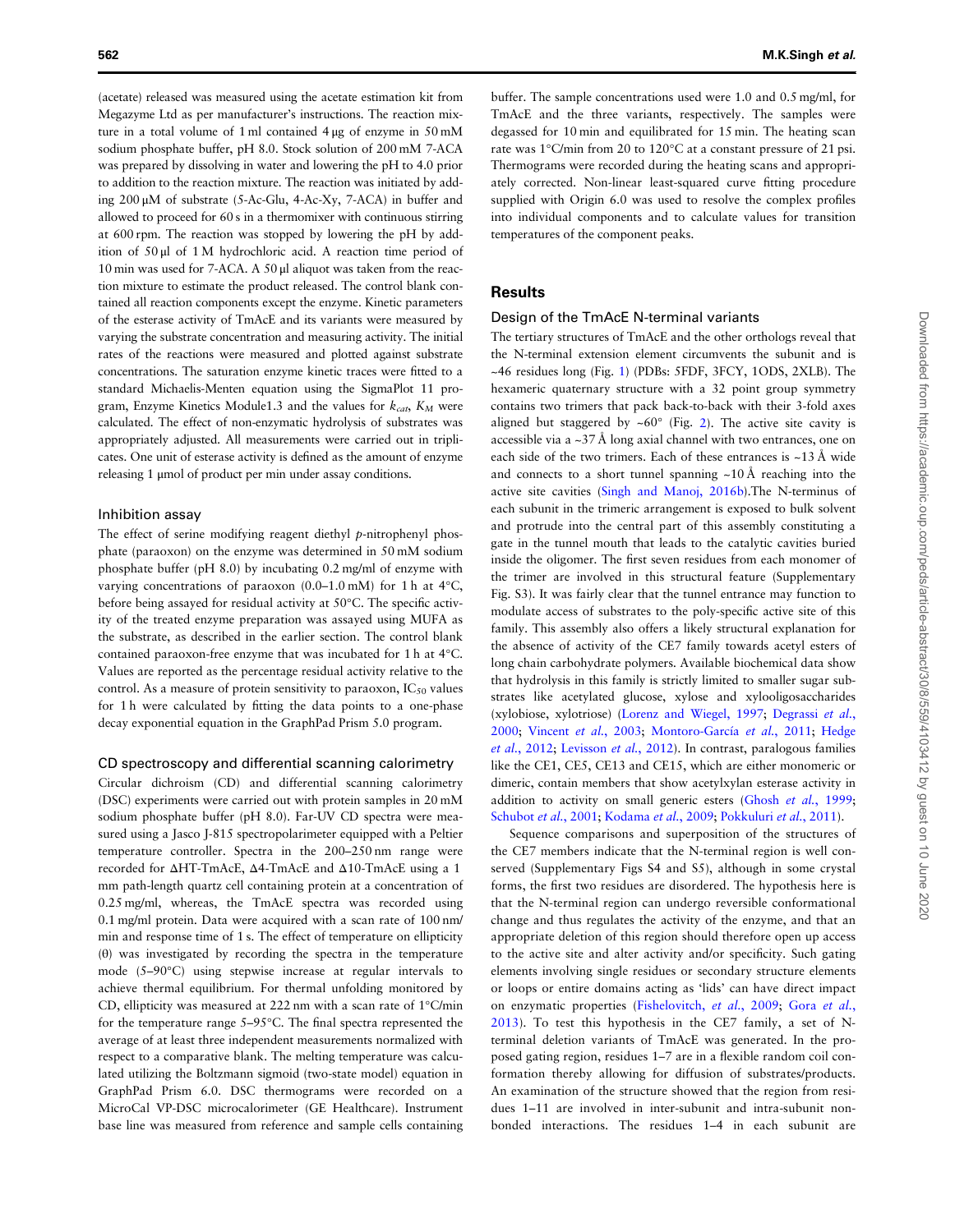(acetate) released was measured using the acetate estimation kit from Megazyme Ltd as per manufacturer's instructions. The reaction mixture in a total volume of 1 ml contained 4 μg of enzyme in 50 mM sodium phosphate buffer, pH 8.0. Stock solution of 200 mM 7-ACA was prepared by dissolving in water and lowering the pH to 4.0 prior to addition to the reaction mixture. The reaction was initiated by adding 200 μM of substrate (5-Ac-Glu, 4-Ac-Xy, 7-ACA) in buffer and allowed to proceed for 60 s in a thermomixer with continuous stirring at 600 rpm. The reaction was stopped by lowering the pH by addition of 50 μl of 1 M hydrochloric acid. A reaction time period of 10 min was used for 7-ACA. A 50 μl aliquot was taken from the reaction mixture to estimate the product released. The control blank contained all reaction components except the enzyme. Kinetic parameters of the esterase activity of TmAcE and its variants were measured by varying the substrate concentration and measuring activity. The initial rates of the reactions were measured and plotted against substrate concentrations. The saturation enzyme kinetic traces were fitted to a standard Michaelis-Menten equation using the SigmaPlot 11 program, Enzyme Kinetics Module1.3 and the values for $k_{cat}$, $K_M$ were calculated. The effect of non-enzymatic hydrolysis of substrates was appropriately adjusted. All measurements were carried out in triplicates. One unit of esterase activity is defined as the amount of enzyme releasing 1 μmol of product per min under assay conditions.

### Inhibition assay

The effect of serine modifying reagent diethyl *p*-nitrophenyl phosphate (paraoxon) on the enzyme was determined in 50 mM sodium phosphate buffer (pH 8.0) by incubating 0.2 mg/ml of enzyme with varying concentrations of paraoxon (0.0–1.0 mM) for 1 h at 4°C, before being assayed for residual activity at 50°C. The specific activity of the treated enzyme preparation was assayed using MUFA as the substrate, as described in the earlier section. The control blank contained paraoxon-free enzyme that was incubated for 1 h at 4°C. Values are reported as the percentage residual activity relative to the control. As a measure of protein sensitivity to paraoxon, $IC_{50}$ values for 1 h were calculated by fitting the data points to a one-phase decay exponential equation in the GraphPad Prism 5.0 program.

### CD spectroscopy and differential scanning calorimetry

Circular dichroism (CD) and differential scanning calorimetry (DSC) experiments were carried out with protein samples in 20 mM sodium phosphate buffer (pH 8.0). Far-UV CD spectra were measured using a Jasco J-815 spectropolarimeter equipped with a Peltier temperature controller. Spectra in the 200–250 nm range were recorded for ΔHT-TmAcE, Δ4-TmAcE and Δ10-TmAcE using a 1 mm path-length quartz cell containing protein at a concentration of 0.25 mg/ml, whereas, the TmAcE spectra was recorded using 0.1 mg/ml protein. Data were acquired with a scan rate of 100 nm/min and response time of 1 s. The effect of temperature on ellipticity (θ) was investigated by recording the spectra in the temperature mode (5–90°C) using stepwise increase at regular intervals to achieve thermal equilibrium. For thermal unfolding monitored by CD, ellipticity was measured at 222 nm with a scan rate of 1°C/min for the temperature range 5–95°C. The final spectra represented the average of at least three independent measurements normalized with respect to a comparative blank. The melting temperature was calculated utilizing the Boltzmann sigmoid (two-state model) equation in GraphPad Prism 6.0. DSC thermograms were recorded on a MicroCal VP-DSC microcalorimeter (GE Healthcare). Instrument base line was measured from reference and sample cells containing buffer. The sample concentrations used were 1.0 and 0.5 mg/ml, for TmAcE and the three variants, respectively. The samples were degassed for 10 min and equilibrated for 15 min. The heating scan rate was 1°C/min from 20 to 120°C at a constant pressure of 21 psi. Thermograms were recorded during the heating scans and appropriately corrected. Non-linear least-squared curve fitting procedure supplied with Origin 6.0 was used to resolve the complex profiles into individual components and to calculate values for transition temperatures of the component peaks.

## Results

### Design of the TmAcE N-terminal variants

The tertiary structures of TmAcE and the other orthologs reveal that the N-terminal extension element circumvents the subunit and is ~46 residues long (Fig. 1) (PDBs: 5FDF, 3FCY, 1ODS, 2XLB). The hexameric quaternary structure with a 32 point group symmetry contains two trimers that pack back-to-back with their 3-fold axes aligned but staggered by ~60° (Fig. 2). The active site cavity is accessible via a ~37 Å long axial channel with two entrances, one on each side of the two trimers. Each of these entrances is ~13 Å wide and connects to a short tunnel spanning ~10 Å reaching into the active site cavities (Singh and Manoj, 2016b).The N-terminus of each subunit in the trimeric arrangement is exposed to bulk solvent and protrude into the central part of this assembly constituting a gate in the tunnel mouth that leads to the catalytic cavities buried inside the oligomer. The first seven residues from each monomer of the trimer are involved in this structural feature (Supplementary Fig. S3). It was fairly clear that the tunnel entrance may function to modulate access of substrates to the poly-specific active site of this family. This assembly also offers a likely structural explanation for the absence of activity of the CE7 family towards acetyl esters of long chain carbohydrate polymers. Available biochemical data show that hydrolysis in this family is strictly limited to smaller sugar substrates like acetylated glucose, xylose and xylooligosaccharides (xylobiose, xylotriose) (Lorenz and Wiegel, 1997; Degrassi *et al.*, 2000; Vincent *et al.*, 2003; Montoro-García *et al.*, 2011; Hedge *et al.*, 2012; Levisson *et al.*, 2012). In contrast, paralogous families like the CE1, CE5, CE13 and CE15, which are either monomeric or dimeric, contain members that show acetylxylan esterase activity in addition to activity on small generic esters (Ghosh *et al.*, 1999; Schubot *et al.*, 2001; Kodama *et al.*, 2009; Pokkuluri *et al.*, 2011).

Sequence comparisons and superposition of the structures of the CE7 members indicate that the N-terminal region is well conserved (Supplementary Figs S4 and S5), although in some crystal forms, the first two residues are disordered. The hypothesis here is that the N-terminal region can undergo reversible conformational change and thus regulates the activity of the enzyme, and that an appropriate deletion of this region should therefore open up access to the active site and alter activity and/or specificity. Such gating elements involving single residues or secondary structure elements or loops or entire domains acting as 'lids' can have direct impact on enzymatic properties (Fishelovitch, *et al.*, 2009; Gora *et al.*, 2013). To test this hypothesis in the CE7 family, a set of N-terminal deletion variants of TmAcE was generated. In the proposed gating region, residues 1–7 are in a flexible random coil conformation thereby allowing for diffusion of substrates/products. An examination of the structure showed that the region from residues 1–11 are involved in inter-subunit and intra-subunit non-bonded interactions. The residues 1–4 in each subunit are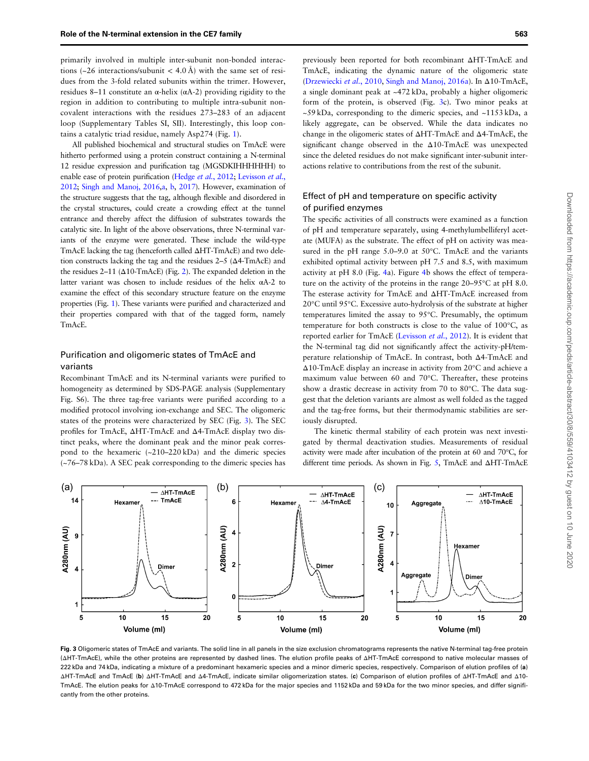primarily involved in multiple inter-subunit non-bonded interactions (~26 interactions/subunit < 4.0 Å) with the same set of residues from the 3-fold related subunits within the trimer. However, residues 8–11 constitute an α-helix (αA-2) providing rigidity to the region in addition to contributing to multiple intra-subunit non-covalent interactions with the residues 273–283 of an adjacent loop (Supplementary Tables SI, SII). Interestingly, this loop contains a catalytic triad residue, namely Asp274 (Fig. 1).

All published biochemical and structural studies on TmAcE were hitherto performed using a protein construct containing a N-terminal 12 residue expression and purification tag (MGSDKIHHHHHH) to enable ease of protein purification (Hedge *et al.*, 2012; Levisson *et al.*, 2012; Singh and Manoj, 2016,a, b, 2017). However, examination of the structure suggests that the tag, although flexible and disordered in the crystal structures, could create a crowding effect at the tunnel entrance and thereby affect the diffusion of substrates towards the catalytic site. In light of the above observations, three N-terminal variants of the enzyme were generated. These include the wild-type TmAcE lacking the tag (henceforth called ΔHT-TmAcE) and two deletion constructs lacking the tag and the residues 2–5 (Δ4-TmAcE) and the residues 2–11 (Δ10-TmAcE) (Fig. 2). The expanded deletion in the latter variant was chosen to include residues of the helix αA-2 to examine the effect of this secondary structure feature on the enzyme properties (Fig. 1). These variants were purified and characterized and their properties compared with that of the tagged form, namely TmAcE.

## Purification and oligomeric states of TmAcE and variants

Recombinant TmAcE and its N-terminal variants were purified to homogeneity as determined by SDS-PAGE analysis (Supplementary Fig. S6). The three tag-free variants were purified according to a modified protocol involving ion-exchange and SEC. The oligomeric states of the proteins were characterized by SEC (Fig. 3). The SEC profiles for TmAcE, ΔHT-TmAcE and Δ4-TmAcE display two distinct peaks, where the dominant peak and the minor peak correspond to the hexameric (~210–220 kDa) and the dimeric species (~76–78 kDa). A SEC peak corresponding to the dimeric species has previously been reported for both recombinant ΔHT-TmAcE and TmAcE, indicating the dynamic nature of the oligomeric state (Drzewiecki *et al.*, 2010, Singh and Manoj, 2016a). In Δ10-TmAcE, a single dominant peak at ~472 kDa, probably a higher oligomeric form of the protein, is observed (Fig. 3c). Two minor peaks at ~59 kDa, corresponding to the dimeric species, and ~1153 kDa, a likely aggregate, can be observed. While the data indicates no change in the oligomeric states of ΔHT-TmAcE and Δ4-TmAcE, the significant change observed in the Δ10-TmAcE was unexpected since the deleted residues do not make significant inter-subunit interactions relative to contributions from the rest of the subunit.

## Effect of pH and temperature on specific activity of purified enzymes

The specific activities of all constructs were examined as a function of pH and temperature separately, using 4-methylumbelliferyl acetate (MUFA) as the substrate. The effect of pH on activity was measured in the pH range 5.0–9.0 at 50°C. TmAcE and the variants exhibited optimal activity between pH 7.5 and 8.5, with maximum activity at pH 8.0 (Fig. 4a). Figure 4b shows the effect of temperature on the activity of the proteins in the range 20–95°C at pH 8.0. The esterase activity for TmAcE and ΔHT-TmAcE increased from 20°C until 95°C. Excessive auto-hydrolysis of the substrate at higher temperatures limited the assay to 95°C. Presumably, the optimum temperature for both constructs is close to the value of 100°C, as reported earlier for TmAcE (Levisson *et al.*, 2012). It is evident that the N-terminal tag did not significantly affect the activity-pH/temperature relationship of TmAcE. In contrast, both Δ4-TmAcE and Δ10-TmAcE display an increase in activity from 20°C and achieve a maximum value between 60 and 70°C. Thereafter, these proteins show a drastic decrease in activity from 70 to 80°C. The data suggest that the deletion variants are almost as well folded as the tagged and the tag-free forms, but their thermodynamic stabilities are seriously disrupted.

The kinetic thermal stability of each protein was next investigated by thermal deactivation studies. Measurements of residual activity were made after incubation of the protein at 60 and 70°C, for different time periods. As shown in Fig. 5, TmAcE and ΔHT-TmAcE

**Fig. 3** Oligomeric states of TmAcE and variants. The solid line in all panels in the size exclusion chromatograms represents the native N-terminal tag-free protein (ΔHT-TmAcE), while the other proteins are represented by dashed lines. The elution profile peaks of ΔHT-TmAcE correspond to native molecular masses of 222 kDa and 74 kDa, indicating a mixture of a predominant hexameric species and a minor dimeric species, respectively. Comparison of elution profiles of (**a**) ΔHT-TmAcE and TmAcE (**b**) ΔHT-TmAcE and Δ4-TmAcE, indicate similar oligomerization states. (**c**) Comparison of elution profiles of ΔHT-TmAcE and Δ10-TmAcE. The elution peaks for Δ10-TmAcE correspond to 472 kDa for the major species and 1152 kDa and 59 kDa for the two minor species, and differ significantly from the other proteins.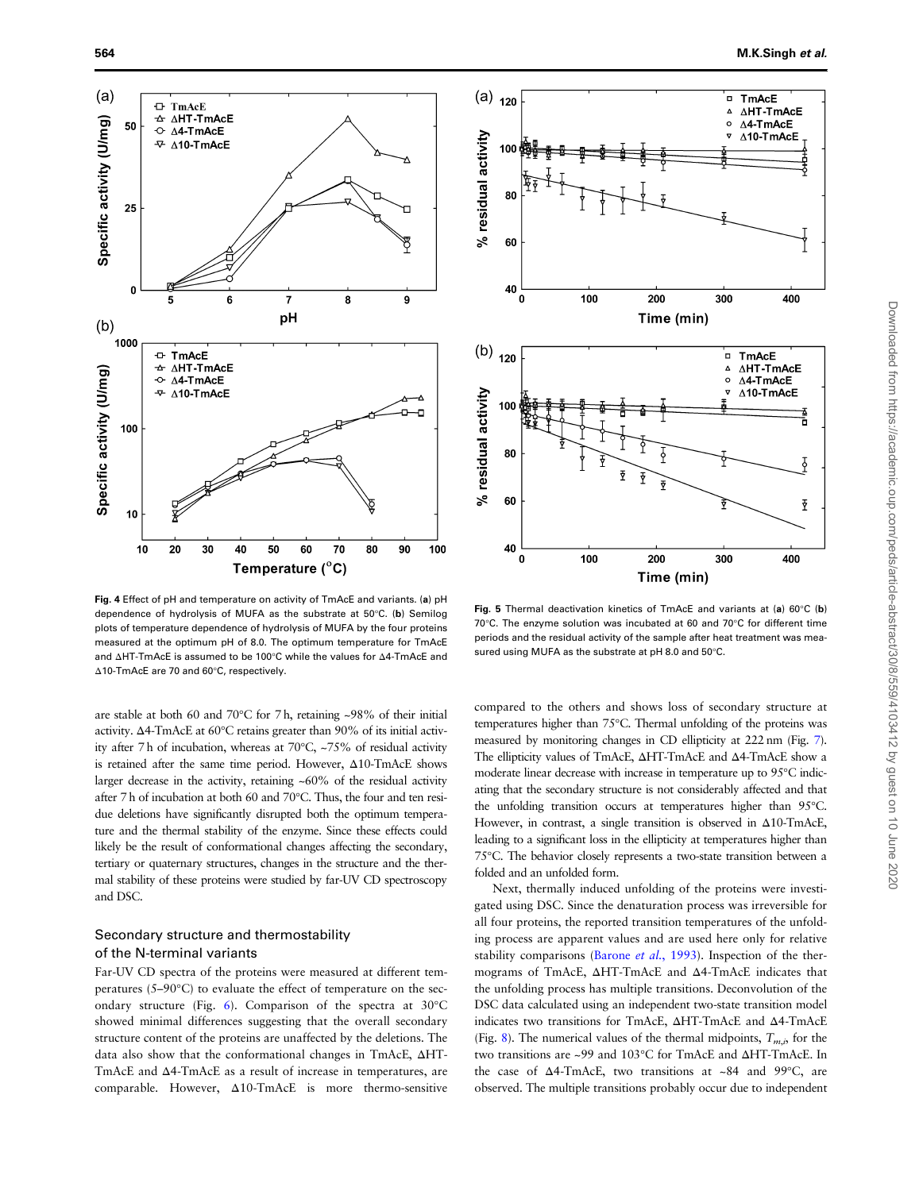Fig. 4 Effect of pH and temperature on activity of TmAcE and variants. (**a**) pH dependence of hydrolysis of MUFA as the substrate at 50°C. (**b**) Semilog plots of temperature dependence of hydrolysis of MUFA by the four proteins measured at the optimum pH of 8.0. The optimum temperature for TmAcE and ΔHT-TmAcE is assumed to be 100°C while the values for Δ4-TmAcE and Δ10-TmAcE are 70 and 60°C, respectively.

Fig. 5 Thermal deactivation kinetics of TmAcE and variants at (**a**) 60°C (**b**) 70°C. The enzyme solution was incubated at 60 and 70°C for different time periods and the residual activity of the sample after heat treatment was measured using MUFA as the substrate at pH 8.0 and 50°C.

are stable at both 60 and 70°C for 7 h, retaining ~98% of their initial activity. Δ4-TmAcE at 60°C retains greater than 90% of its initial activity after 7 h of incubation, whereas at 70°C, ~75% of residual activity is retained after the same time period. However, Δ10-TmAcE shows larger decrease in the activity, retaining ~60% of the residual activity after 7 h of incubation at both 60 and 70°C. Thus, the four and ten residue deletions have significantly disrupted both the optimum temperature and the thermal stability of the enzyme. Since these effects could likely be the result of conformational changes affecting the secondary, tertiary or quaternary structures, changes in the structure and the thermal stability of these proteins were studied by far-UV CD spectroscopy and DSC.

## Secondary structure and thermostability of the N-terminal variants

Far-UV CD spectra of the proteins were measured at different temperatures (5–90°C) to evaluate the effect of temperature on the secondary structure (Fig. 6). Comparison of the spectra at 30°C showed minimal differences suggesting that the overall secondary structure content of the proteins are unaffected by the deletions. The data also show that the conformational changes in TmAcE, ΔHT-TmAcE and Δ4-TmAcE as a result of increase in temperatures, are comparable. However, Δ10-TmAcE is more thermo-sensitive compared to the others and shows loss of secondary structure at temperatures higher than 75°C. Thermal unfolding of the proteins was measured by monitoring changes in CD ellipticity at 222 nm (Fig. 7). The ellipticity values of TmAcE, ΔHT-TmAcE and Δ4-TmAcE show a moderate linear decrease with increase in temperature up to 95°C indicating that the secondary structure is not considerably affected and that the unfolding transition occurs at temperatures higher than 95°C. However, in contrast, a single transition is observed in Δ10-TmAcE, leading to a significant loss in the ellipticity at temperatures higher than 75°C. The behavior closely represents a two-state transition between a folded and an unfolded form.

Next, thermally induced unfolding of the proteins were investigated using DSC. Since the denaturation process was irreversible for all four proteins, the reported transition temperatures of the unfolding process are apparent values and are used here only for relative stability comparisons (Barone *et al.*, 1993). Inspection of the thermograms of TmAcE, ΔHT-TmAcE and Δ4-TmAcE indicates that the unfolding process has multiple transitions. Deconvolution of the DSC data calculated using an independent two-state transition model indicates two transitions for TmAcE, ΔHT-TmAcE and Δ4-TmAcE (Fig. 8). The numerical values of the thermal midpoints, $T_{m,i}$, for the two transitions are ~99 and 103°C for TmAcE and ΔHT-TmAcE. In the case of Δ4-TmAcE, two transitions at ~84 and 99°C, are observed. The multiple transitions probably occur due to independent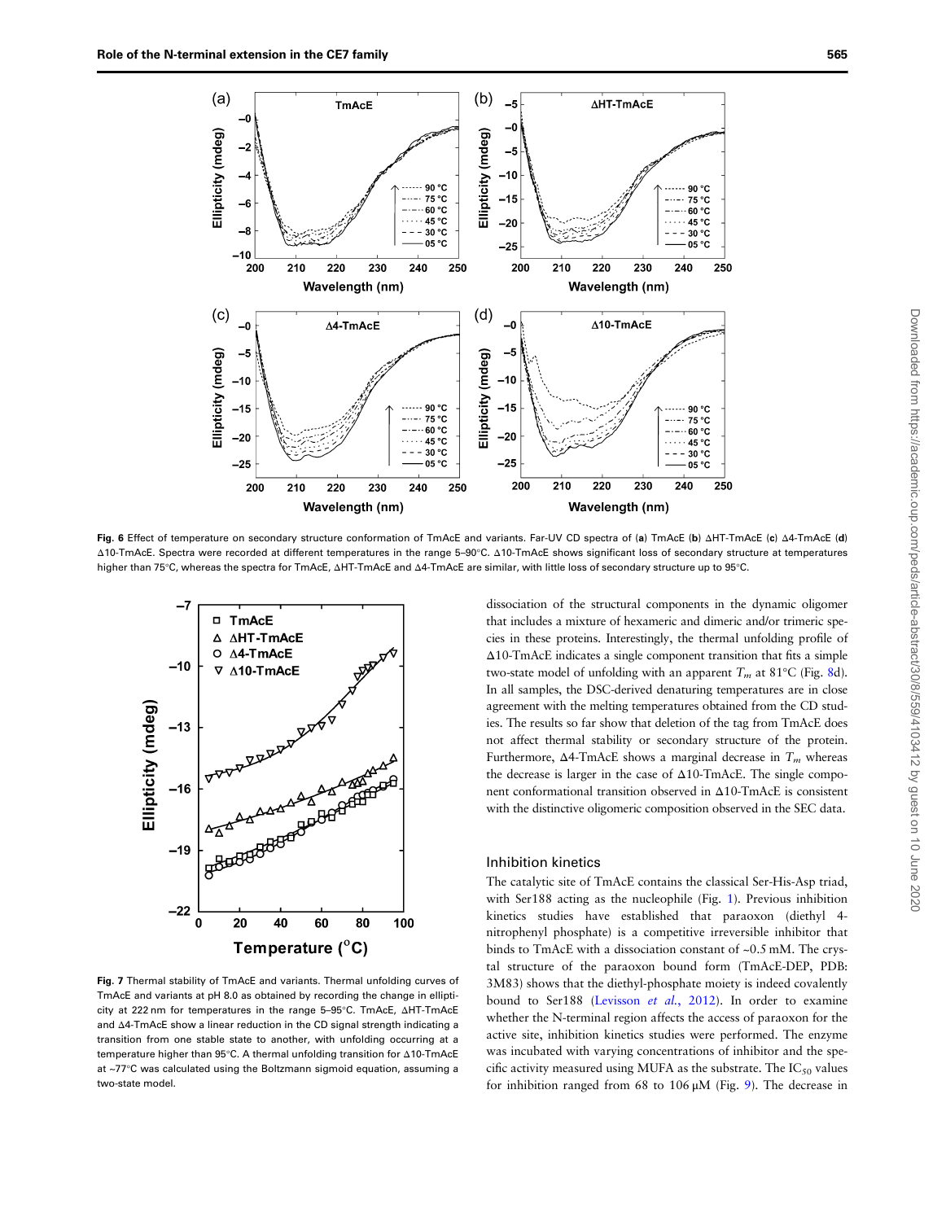Fig. 6 Effect of temperature on secondary structure conformation of TmAcE and variants. Far-UV CD spectra of (**a**) TmAcE (**b**) ΔHT-TmAcE (**c**) Δ4-TmAcE (**d**) Δ10-TmAcE. Spectra were recorded at different temperatures in the range 5–90°C. Δ10-TmAcE shows significant loss of secondary structure at temperatures higher than 75°C, whereas the spectra for TmAcE, ΔHT-TmAcE and Δ4-TmAcE are similar, with little loss of secondary structure up to 95°C.

Fig. 7 Thermal stability of TmAcE and variants. Thermal unfolding curves of TmAcE and variants at pH 8.0 as obtained by recording the change in ellipticity at 222 nm for temperatures in the range 5–95°C. TmAcE, ΔHT-TmAcE and Δ4-TmAcE show a linear reduction in the CD signal strength indicating a transition from one stable state to another, with unfolding occurring at a temperature higher than 95°C. A thermal unfolding transition for Δ10-TmAcE at ~77°C was calculated using the Boltzmann sigmoid equation, assuming a two-state model.

dissociation of the structural components in the dynamic oligomer that includes a mixture of hexameric and dimeric and/or trimeric species in these proteins. Interestingly, the thermal unfolding profile of Δ10-TmAcE indicates a single component transition that fits a simple two-state model of unfolding with an apparent $T_m$ at 81°C (Fig. 8d). In all samples, the DSC-derived denaturing temperatures are in close agreement with the melting temperatures obtained from the CD studies. The results so far show that deletion of the tag from TmAcE does not affect thermal stability or secondary structure of the protein. Furthermore, Δ4-TmAcE shows a marginal decrease in $T_m$ whereas the decrease is larger in the case of Δ10-TmAcE. The single component conformational transition observed in Δ10-TmAcE is consistent with the distinctive oligomeric composition observed in the SEC data.

## Inhibition kinetics

The catalytic site of TmAcE contains the classical Ser-His-Asp triad, with Ser188 acting as the nucleophile (Fig. 1). Previous inhibition kinetics studies have established that paraoxon (diethyl 4-nitrophenyl phosphate) is a competitive irreversible inhibitor that binds to TmAcE with a dissociation constant of ~0.5 mM. The crystal structure of the paraoxon bound form (TmAcE-DEP, PDB: 3M83) shows that the diethyl-phosphate moiety is indeed covalently bound to Ser188 (Levisson *et al.*, 2012). In order to examine whether the N-terminal region affects the access of paraoxon for the active site, inhibition kinetics studies were performed. The enzyme was incubated with varying concentrations of inhibitor and the specific activity measured using MUFA as the substrate. The $IC_{50}$ values for inhibition ranged from 68 to 106 µM (Fig. 9). The decrease in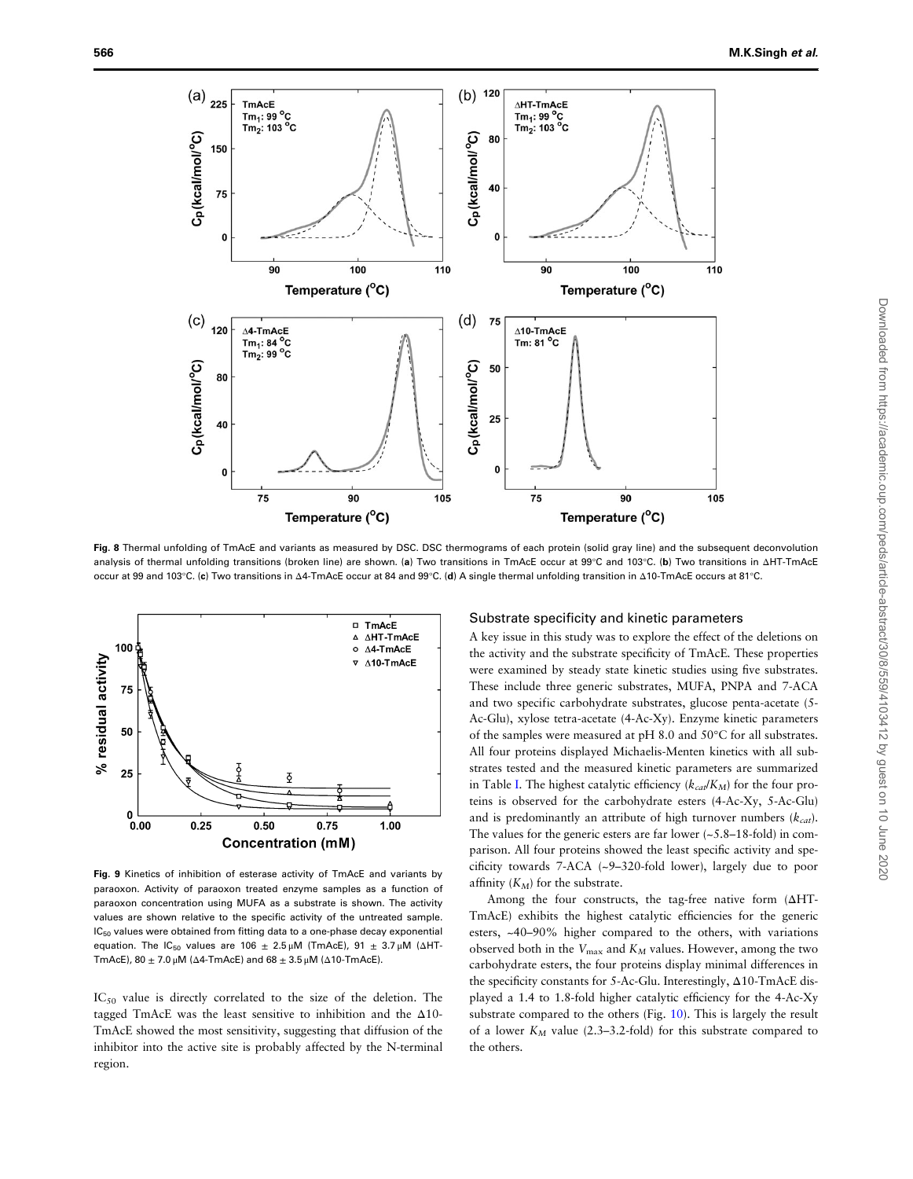Fig. 8 Thermal unfolding of TmAcE and variants as measured by DSC. DSC thermograms of each protein (solid gray line) and the subsequent deconvolution analysis of thermal unfolding transitions (broken line) are shown. (**a**) Two transitions in TmAcE occur at 99°C and 103°C. (**b**) Two transitions in ΔHT-TmAcE occur at 99 and 103°C. (**c**) Two transitions in Δ4-TmAcE occur at 84 and 99°C. (**d**) A single thermal unfolding transition in Δ10-TmAcE occurs at 81°C.

Fig. 9 Kinetics of inhibition of esterase activity of TmAcE and variants by paraoxon. Activity of paraoxon treated enzyme samples as a function of paraoxon concentration using MUFA as a substrate is shown. The activity values are shown relative to the specific activity of the untreated sample. $IC_{50}$ values were obtained from fitting data to a one-phase decay exponential equation. The $IC_{50}$ values are 106 ± 2.5 μM (TmAcE), 91 ± 3.7 μM (ΔHT-TmAcE), 80 ± 7.0 μM (Δ4-TmAcE) and 68 ± 3.5 μM (Δ10-TmAcE).

$IC_{50}$ value is directly correlated to the size of the deletion. The tagged TmAcE was the least sensitive to inhibition and the Δ10-TmAcE showed the most sensitivity, suggesting that diffusion of the inhibitor into the active site is probably affected by the N-terminal region.

### Substrate specificity and kinetic parameters

A key issue in this study was to explore the effect of the deletions on the activity and the substrate specificity of TmAcE. These properties were examined by steady state kinetic studies using five substrates. These include three generic substrates, MUFA, PNPA and 7-ACA and two specific carbohydrate substrates, glucose penta-acetate (5-Ac-Glu), xylose tetra-acetate (4-Ac-Xy). Enzyme kinetic parameters of the samples were measured at pH 8.0 and 50°C for all substrates. All four proteins displayed Michaelis-Menten kinetics with all substrates tested and the measured kinetic parameters are summarized in Table I. The highest catalytic efficiency ($k_{cat}/K_M$) for the four proteins is observed for the carbohydrate esters (4-Ac-Xy, 5-Ac-Glu) and is predominantly an attribute of high turnover numbers ($k_{cat}$). The values for the generic esters are far lower (~5.8–18-fold) in comparison. All four proteins showed the least specific activity and specificity towards 7-ACA (~9–320-fold lower), largely due to poor affinity ($K_M$) for the substrate.

Among the four constructs, the tag-free native form (ΔHT-TmAcE) exhibits the highest catalytic efficiencies for the generic esters, ~40–90% higher compared to the others, with variations observed both in the $V_{max}$ and $K_M$ values. However, among the two carbohydrate esters, the four proteins display minimal differences in the specificity constants for 5-Ac-Glu. Interestingly, Δ10-TmAcE displayed a 1.4 to 1.8-fold higher catalytic efficiency for the 4-Ac-Xy substrate compared to the others (Fig. 10). This is largely the result of a lower $K_M$ value (2.3–3.2-fold) for this substrate compared to the others.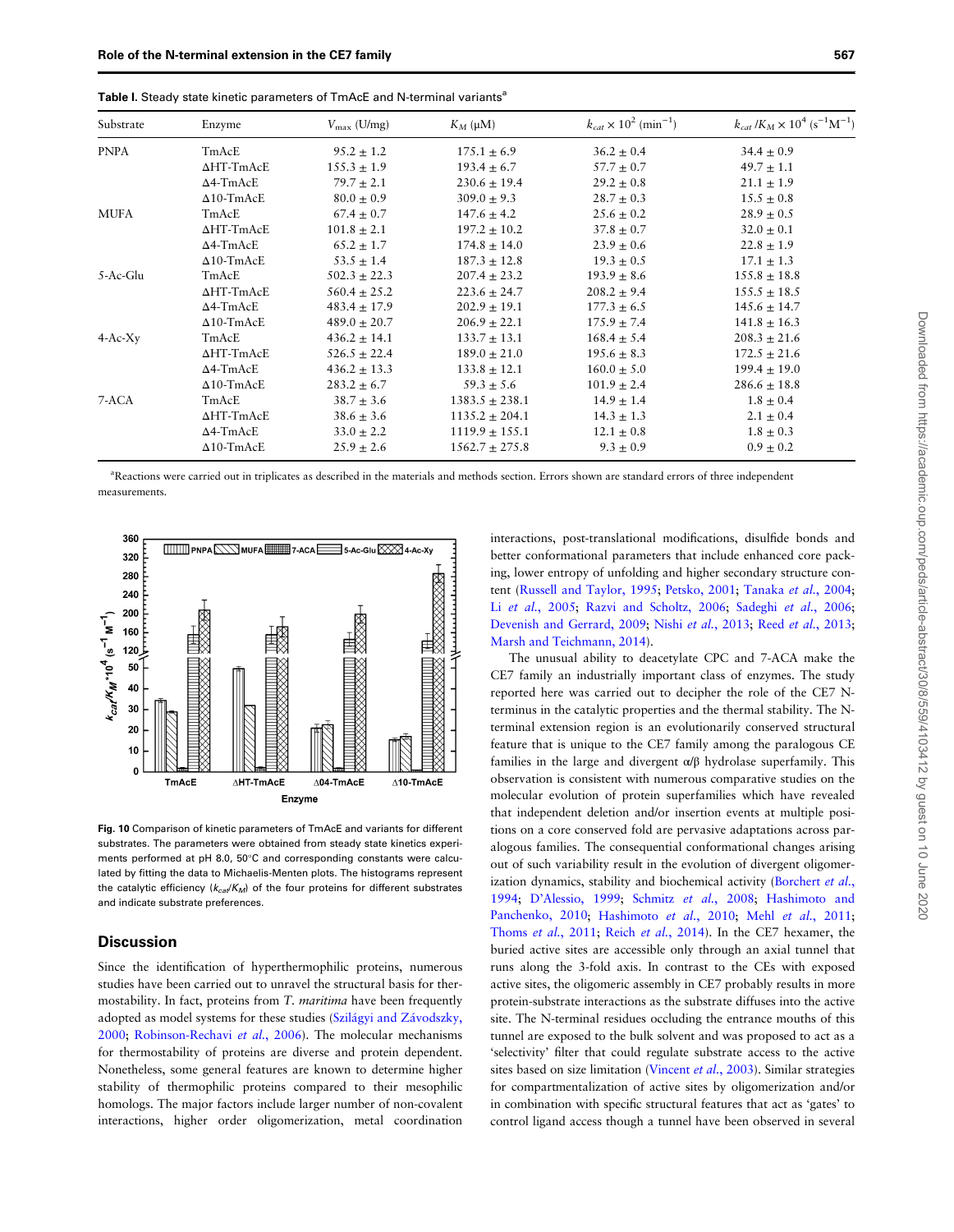**Table I.** Steady state kinetic parameters of TmAcE and N-terminal variants[a]

| Substrate | Enzyme | $V_{max}$ (U/mg) | $K_M$ (μM) | $k_{cat} \times 10^2$ (min$^{-1}$) | $k_{cat}/K_M \times 10^4$ (s$^{-1}$M$^{-1}$) |
|---|---|---|---|---|---|
| PNPA | TmAcE | 95.2 ± 1.2 | 175.1 ± 6.9 | 36.2 ± 0.4 | 34.4 ± 0.9 |
| | ΔHT-TmAcE | 155.3 ± 1.9 | 193.4 ± 6.7 | 57.7 ± 0.7 | 49.7 ± 1.1 |
| | Δ4-TmAcE | 79.7 ± 2.1 | 230.6 ± 19.4 | 29.2 ± 0.8 | 21.1 ± 1.9 |
| | Δ10-TmAcE | 80.0 ± 0.9 | 309.0 ± 9.3 | 28.7 ± 0.3 | 15.5 ± 0.8 |
| MUFA | TmAcE | 67.4 ± 0.7 | 147.6 ± 4.2 | 25.6 ± 0.2 | 28.9 ± 0.5 |
| | ΔHT-TmAcE | 101.8 ± 2.1 | 197.2 ± 10.2 | 37.8 ± 0.7 | 32.0 ± 0.1 |
| | Δ4-TmAcE | 65.2 ± 1.7 | 174.8 ± 14.0 | 23.9 ± 0.6 | 22.8 ± 1.9 |
| | Δ10-TmAcE | 53.5 ± 1.4 | 187.3 ± 12.8 | 19.3 ± 0.5 | 17.1 ± 1.3 |
| 5-Ac-Glu | TmAcE | 502.3 ± 22.3 | 207.4 ± 23.2 | 193.9 ± 8.6 | 155.8 ± 18.8 |
| | ΔHT-TmAcE | 560.4 ± 25.2 | 223.6 ± 24.7 | 208.2 ± 9.4 | 155.5 ± 18.5 |
| | Δ4-TmAcE | 483.4 ± 17.9 | 202.9 ± 19.1 | 177.3 ± 6.5 | 145.6 ± 14.7 |
| | Δ10-TmAcE | 489.0 ± 20.7 | 206.9 ± 22.1 | 175.9 ± 7.4 | 141.8 ± 16.3 |
| 4-Ac-Xy | TmAcE | 436.2 ± 14.1 | 133.7 ± 13.1 | 168.4 ± 5.4 | 208.3 ± 21.6 |
| | ΔHT-TmAcE | 526.5 ± 22.4 | 189.0 ± 21.0 | 195.6 ± 8.3 | 172.5 ± 21.6 |
| | Δ4-TmAcE | 436.2 ± 13.3 | 133.8 ± 12.1 | 160.0 ± 5.0 | 199.4 ± 19.0 |
| | Δ10-TmAcE | 283.2 ± 6.7 | 59.3 ± 5.6 | 101.9 ± 2.4 | 286.6 ± 18.8 |
| 7-ACA | TmAcE | 38.7 ± 3.6 | 1383.5 ± 238.1 | 14.9 ± 1.4 | 1.8 ± 0.4 |
| | ΔHT-TmAcE | 38.6 ± 3.6 | 1135.2 ± 204.1 | 14.3 ± 1.3 | 2.1 ± 0.4 |
| | Δ4-TmAcE | 33.0 ± 2.2 | 1119.9 ± 155.1 | 12.1 ± 0.8 | 1.8 ± 0.3 |
| | Δ10-TmAcE | 25.9 ± 2.6 | 1562.7 ± 275.8 | 9.3 ± 0.9 | 0.9 ± 0.2 |

[a]Reactions were carried out in triplicates as described in the materials and methods section. Errors shown are standard errors of three independent measurements.

**Fig. 10** Comparison of kinetic parameters of TmAcE and variants for different substrates. The parameters were obtained from steady state kinetics experiments performed at pH 8.0, 50°C and corresponding constants were calculated by fitting the data to Michaelis-Menten plots. The histograms represent the catalytic efficiency ($k_{cat}/K_M$) of the four proteins for different substrates and indicate substrate preferences.

## Discussion

Since the identification of hyperthermophilic proteins, numerous studies have been carried out to unravel the structural basis for thermostability. In fact, proteins from *T. maritima* have been frequently adopted as model systems for these studies (Szilágyi and Závodszky, 2000; Robinson-Rechavi *et al.*, 2006). The molecular mechanisms for thermostability of proteins are diverse and protein dependent. Nonetheless, some general features are known to determine higher stability of thermophilic proteins compared to their mesophilic homologs. The major factors include larger number of non-covalent interactions, higher order oligomerization, metal coordination interactions, post-translational modifications, disulfide bonds and better conformational parameters that include enhanced core packing, lower entropy of unfolding and higher secondary structure content (Russell and Taylor, 1995; Petsko, 2001; Tanaka *et al.*, 2004; Li *et al.*, 2005; Razvi and Scholtz, 2006; Sadeghi *et al.*, 2006; Devenish and Gerrard, 2009; Nishi *et al.*, 2013; Reed *et al.*, 2013; Marsh and Teichmann, 2014).

The unusual ability to deacetylate CPC and 7-ACA make the CE7 family an industrially important class of enzymes. The study reported here was carried out to decipher the role of the CE7 N-terminus in the catalytic properties and the thermal stability. The N-terminal extension region is an evolutionarily conserved structural feature that is unique to the CE7 family among the paralogous CE families in the large and divergent α/β hydrolase superfamily. This observation is consistent with numerous comparative studies on the molecular evolution of protein superfamilies which have revealed that independent deletion and/or insertion events at multiple positions on a core conserved fold are pervasive adaptations across paralogous families. The consequential conformational changes arising out of such variability result in the evolution of divergent oligomerization dynamics, stability and biochemical activity (Borchert *et al.*, 1994; D'Alessio, 1999; Schmitz *et al.*, 2008; Hashimoto and Panchenko, 2010; Hashimoto *et al.*, 2010; Mehl *et al.*, 2011; Thoms *et al.*, 2011; Reich *et al.*, 2014). In the CE7 hexamer, the buried active sites are accessible only through an axial tunnel that runs along the 3-fold axis. In contrast to the CEs with exposed active sites, the oligomeric assembly in CE7 probably results in more protein-substrate interactions as the substrate diffuses into the active site. The N-terminal residues occluding the entrance mouths of this tunnel are exposed to the bulk solvent and was proposed to act as a 'selectivity' filter that could regulate substrate access to the active sites based on size limitation (Vincent *et al.*, 2003). Similar strategies for compartmentalization of active sites by oligomerization and/or in combination with specific structural features that act as 'gates' to control ligand access though a tunnel have been observed in several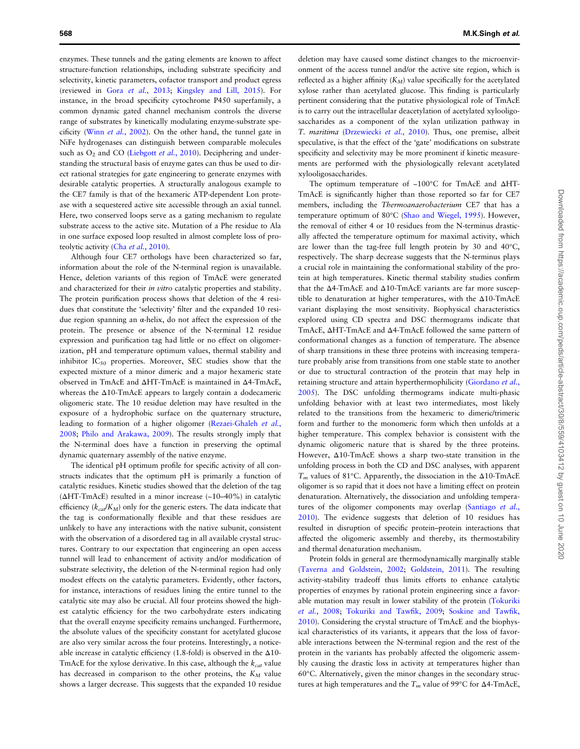enzymes. These tunnels and the gating elements are known to affect structure-function relationships, including substrate specificity and selectivity, kinetic parameters, cofactor transport and product egress (reviewed in Gora *et al.*, 2013; Kingsley and Lill, 2015). For instance, in the broad specificity cytochrome P450 superfamily, a common dynamic gated channel mechanism controls the diverse range of substrates by kinetically modulating enzyme-substrate specificity (Winn *et al.*, 2002). On the other hand, the tunnel gate in NiFe hydrogenases can distinguish between comparable molecules such as $O_2$ and CO (Liebgott *et al.*, 2010). Deciphering and understanding the structural basis of enzyme gates can thus be used to direct rational strategies for gate engineering to generate enzymes with desirable catalytic properties. A structurally analogous example to the CE7 family is that of the hexameric ATP-dependent Lon protease with a sequestered active site accessible through an axial tunnel. Here, two conserved loops serve as a gating mechanism to regulate substrate access to the active site. Mutation of a Phe residue to Ala in one surface exposed loop resulted in almost complete loss of proteolytic activity (Cha *et al.*, 2010).

Although four CE7 orthologs have been characterized so far, information about the role of the N-terminal region is unavailable. Hence, deletion variants of this region of TmAcE were generated and characterized for their *in vitro* catalytic properties and stability. The protein purification process shows that deletion of the 4 residues that constitute the 'selectivity' filter and the expanded 10 residue region spanning an α-helix, do not affect the expression of the protein. The presence or absence of the N-terminal 12 residue expression and purification tag had little or no effect on oligomerization, pH and temperature optimum values, thermal stability and inhibitor $IC_{50}$ properties. Moreover, SEC studies show that the expected mixture of a minor dimeric and a major hexameric state observed in TmAcE and ΔHT-TmAcE is maintained in Δ4-TmAcE, whereas the Δ10-TmAcE appears to largely contain a dodecameric oligomeric state. The 10 residue deletion may have resulted in the exposure of a hydrophobic surface on the quaternary structure, leading to formation of a higher oligomer (Rezaei-Ghaleh *et al.*, 2008; Philo and Arakawa, 2009). The results strongly imply that the N-terminal does have a function in preserving the optimal dynamic quaternary assembly of the native enzyme.

The identical pH optimum profile for specific activity of all constructs indicates that the optimum pH is primarily a function of catalytic residues. Kinetic studies showed that the deletion of the tag (ΔHT-TmAcE) resulted in a minor increase (~10–40%) in catalytic efficiency ($k_{cat}/K_M$) only for the generic esters. The data indicate that the tag is conformationally flexible and that these residues are unlikely to have any interactions with the native subunit, consistent with the observation of a disordered tag in all available crystal structures. Contrary to our expectation that engineering an open access tunnel will lead to enhancement of activity and/or modification of substrate selectivity, the deletion of the N-terminal region had only modest effects on the catalytic parameters. Evidently, other factors, for instance, interactions of residues lining the entire tunnel to the catalytic site may also be crucial. All four proteins showed the highest catalytic efficiency for the two carbohydrate esters indicating that the overall enzyme specificity remains unchanged. Furthermore, the absolute values of the specificity constant for acetylated glucose are also very similar across the four proteins. Interestingly, a noticeable increase in catalytic efficiency (1.8-fold) is observed in the Δ10-TmAcE for the xylose derivative. In this case, although the $k_{cat}$ value has decreased in comparison to the other proteins, the $K_M$ value shows a larger decrease. This suggests that the expanded 10 residue deletion may have caused some distinct changes to the microenvironment of the access tunnel and/or the active site region, which is reflected as a higher affinity ($K_M$) value specifically for the acetylated xylose rather than acetylated glucose. This finding is particularly pertinent considering that the putative physiological role of TmAcE is to carry out the intracellular deacetylation of acetylated xylooligosaccharides as a component of the xylan utilization pathway in *T. maritima* (Drzewiecki *et al.*, 2010). Thus, one premise, albeit speculative, is that the effect of the 'gate' modifications on substrate specificity and selectivity may be more prominent if kinetic measurements are performed with the physiologically relevant acetylated xylooligosaccharides.

The optimum temperature of ~100°C for TmAcE and ΔHT-TmAcE is significantly higher than those reported so far for CE7 members, including the *Thermoanaerobacterium* CE7 that has a temperature optimum of 80°C (Shao and Wiegel, 1995). However, the removal of either 4 or 10 residues from the N-terminus drastically affected the temperature optimum for maximal activity, which are lower than the tag-free full length protein by 30 and 40°C, respectively. The sharp decrease suggests that the N-terminus plays a crucial role in maintaining the conformational stability of the protein at high temperatures. Kinetic thermal stability studies confirm that the Δ4-TmAcE and Δ10-TmAcE variants are far more susceptible to denaturation at higher temperatures, with the Δ10-TmAcE variant displaying the most sensitivity. Biophysical characteristics explored using CD spectra and DSC thermograms indicate that TmAcE, ΔHT-TmAcE and Δ4-TmAcE followed the same pattern of conformational changes as a function of temperature. The absence of sharp transitions in these three proteins with increasing temperature probably arise from transitions from one stable state to another or due to structural contraction of the protein that may help in retaining structure and attain hyperthermophilicity (Giordano *et al.*, 2005). The DSC unfolding thermograms indicate multi-phasic unfolding behavior with at least two intermediates, most likely related to the transitions from the hexameric to dimeric/trimeric form and further to the monomeric form which then unfolds at a higher temperature. This complex behavior is consistent with the dynamic oligomeric nature that is shared by the three proteins. However, Δ10-TmAcE shows a sharp two-state transition in the unfolding process in both the CD and DSC analyses, with apparent $T_m$ values of 81°C. Apparently, the dissociation in the Δ10-TmAcE oligomer is so rapid that it does not have a limiting effect on protein denaturation. Alternatively, the dissociation and unfolding temperatures of the oligomer components may overlap (Santiago *et al.*, 2010). The evidence suggests that deletion of 10 residues has resulted in disruption of specific protein–protein interactions that affected the oligomeric assembly and thereby, its thermostability and thermal denaturation mechanism.

Protein folds in general are thermodynamically marginally stable (Taverna and Goldstein, 2002; Goldstein, 2011). The resulting activity-stability tradeoff thus limits efforts to enhance catalytic properties of enzymes by rational protein engineering since a favorable mutation may result in lower stability of the protein (Tokuriki *et al.*, 2008; Tokuriki and Tawfik, 2009; Soskine and Tawfik, 2010). Considering the crystal structure of TmAcE and the biophysical characteristics of its variants, it appears that the loss of favorable interactions between the N-terminal region and the rest of the protein in the variants has probably affected the oligomeric assembly causing the drastic loss in activity at temperatures higher than 60°C. Alternatively, given the minor changes in the secondary structures at high temperatures and the $T_m$ value of 99°C for Δ4-TmAcE,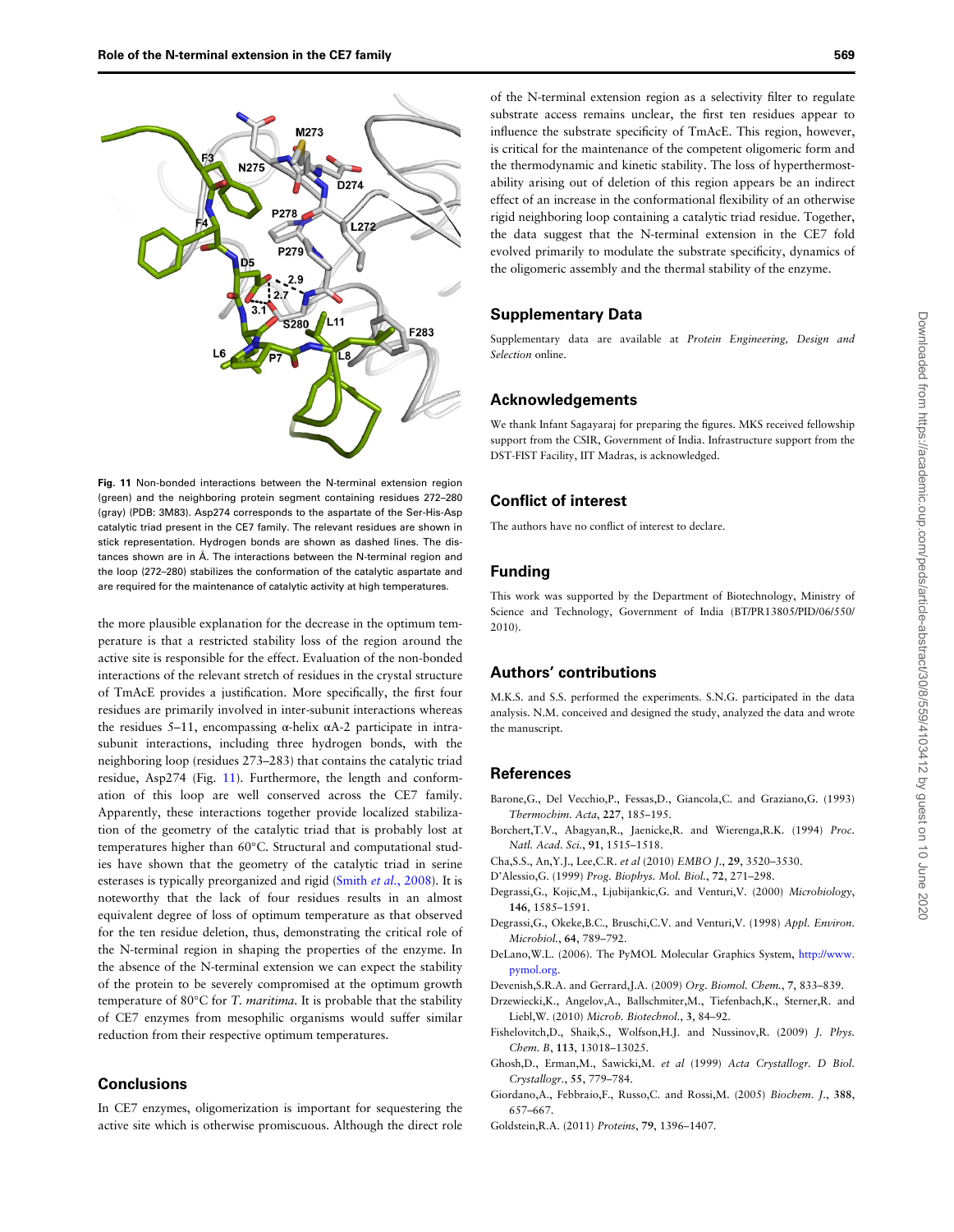Fig. 11 Non-bonded interactions between the N-terminal extension region (green) and the neighboring protein segment containing residues 272–280 (gray) (PDB: 3M83). Asp274 corresponds to the aspartate of the Ser-His-Asp catalytic triad present in the CE7 family. The relevant residues are shown in stick representation. Hydrogen bonds are shown as dashed lines. The distances shown are in Å. The interactions between the N-terminal region and the loop (272–280) stabilizes the conformation of the catalytic aspartate and are required for the maintenance of catalytic activity at high temperatures.

the more plausible explanation for the decrease in the optimum temperature is that a restricted stability loss of the region around the active site is responsible for the effect. Evaluation of the non-bonded interactions of the relevant stretch of residues in the crystal structure of TmAcE provides a justification. More specifically, the first four residues are primarily involved in inter-subunit interactions whereas the residues 5–11, encompassing α-helix αA-2 participate in intra-subunit interactions, including three hydrogen bonds, with the neighboring loop (residues 273–283) that contains the catalytic triad residue, Asp274 (Fig. 11). Furthermore, the length and conformation of this loop are well conserved across the CE7 family. Apparently, these interactions together provide localized stabilization of the geometry of the catalytic triad that is probably lost at temperatures higher than 60°C. Structural and computational studies have shown that the geometry of the catalytic triad in serine esterases is typically preorganized and rigid (Smith *et al.*, 2008). It is noteworthy that the lack of four residues results in an almost equivalent degree of loss of optimum temperature as that observed for the ten residue deletion, thus, demonstrating the critical role of the N-terminal region in shaping the properties of the enzyme. In the absence of the N-terminal extension we can expect the stability of the protein to be severely compromised at the optimum growth temperature of 80°C for *T. maritima*. It is probable that the stability of CE7 enzymes from mesophilic organisms would suffer similar reduction from their respective optimum temperatures.

## Conclusions

In CE7 enzymes, oligomerization is important for sequestering the active site which is otherwise promiscuous. Although the direct role of the N-terminal extension region as a selectivity filter to regulate substrate access remains unclear, the first ten residues appear to influence the substrate specificity of TmAcE. This region, however, is critical for the maintenance of the competent oligomeric form and the thermodynamic and kinetic stability. The loss of hyperthermostability arising out of deletion of this region appears be an indirect effect of an increase in the conformational flexibility of an otherwise rigid neighboring loop containing a catalytic triad residue. Together, the data suggest that the N-terminal extension in the CE7 fold evolved primarily to modulate the substrate specificity, dynamics of the oligomeric assembly and the thermal stability of the enzyme.

## Supplementary Data

Supplementary data are available at *Protein Engineering, Design and Selection* online.

## Acknowledgements

We thank Infant Sagayaraj for preparing the figures. MKS received fellowship support from the CSIR, Government of India. Infrastructure support from the DST-FIST Facility, IIT Madras, is acknowledged.

## Conflict of interest

The authors have no conflict of interest to declare.

## Funding

This work was supported by the Department of Biotechnology, Ministry of Science and Technology, Government of India (BT/PR13805/PID/06/550/2010).

## Authors' contributions

M.K.S. and S.S. performed the experiments. S.N.G. participated in the data analysis. N.M. conceived and designed the study, analyzed the data and wrote the manuscript.

## References

Barone,G., Del Vecchio,P., Fessas,D., Giancola,C. and Graziano,G. (1993) *Thermochim. Acta*, **227**, 185–195.

Borchert,T.V., Abagyan,R., Jaenicke,R. and Wierenga,R.K. (1994) *Proc. Natl. Acad. Sci.*, **91**, 1515–1518.

Cha,S.S., An,Y.J., Lee,C.R. *et al* (2010) *EMBO J.*, **29**, 3520–3530.

D'Alessio,G. (1999) *Prog. Biophys. Mol. Biol.*, **72**, 271–298.

Degrassi,G., Kojic,M., Ljubijankic,G. and Venturi,V. (2000) *Microbiology*, **146**, 1585–1591.

Degrassi,G., Okeke,B.C., Bruschi,C.V. and Venturi,V. (1998) *Appl. Environ. Microbiol.*, **64**, 789–792.

DeLano,W.L. (2006). The PyMOL Molecular Graphics System, http://www.pymol.org.

Devenish,S.R.A. and Gerrard,J.A. (2009) *Org. Biomol. Chem.*, **7**, 833–839.

Drzewiecki,K., Angelov,A., Ballschmiter,M., Tiefenbach,K., Sterner,R. and Liebl,W. (2010) *Microb. Biotechnol.*, **3**, 84–92.

Fishelovitch,D., Shaik,S., Wolfson,H.J. and Nussinov,R. (2009) *J. Phys. Chem. B*, **113**, 13018–13025.

Ghosh,D., Erman,M., Sawicki,M. *et al* (1999) *Acta Crystallogr. D Biol. Crystallogr.*, **55**, 779–784.

Giordano,A., Febbraio,F., Russo,C. and Rossi,M. (2005) *Biochem. J.*, **388**, 657–667.

Goldstein,R.A. (2011) *Proteins*, **79**, 1396–1407.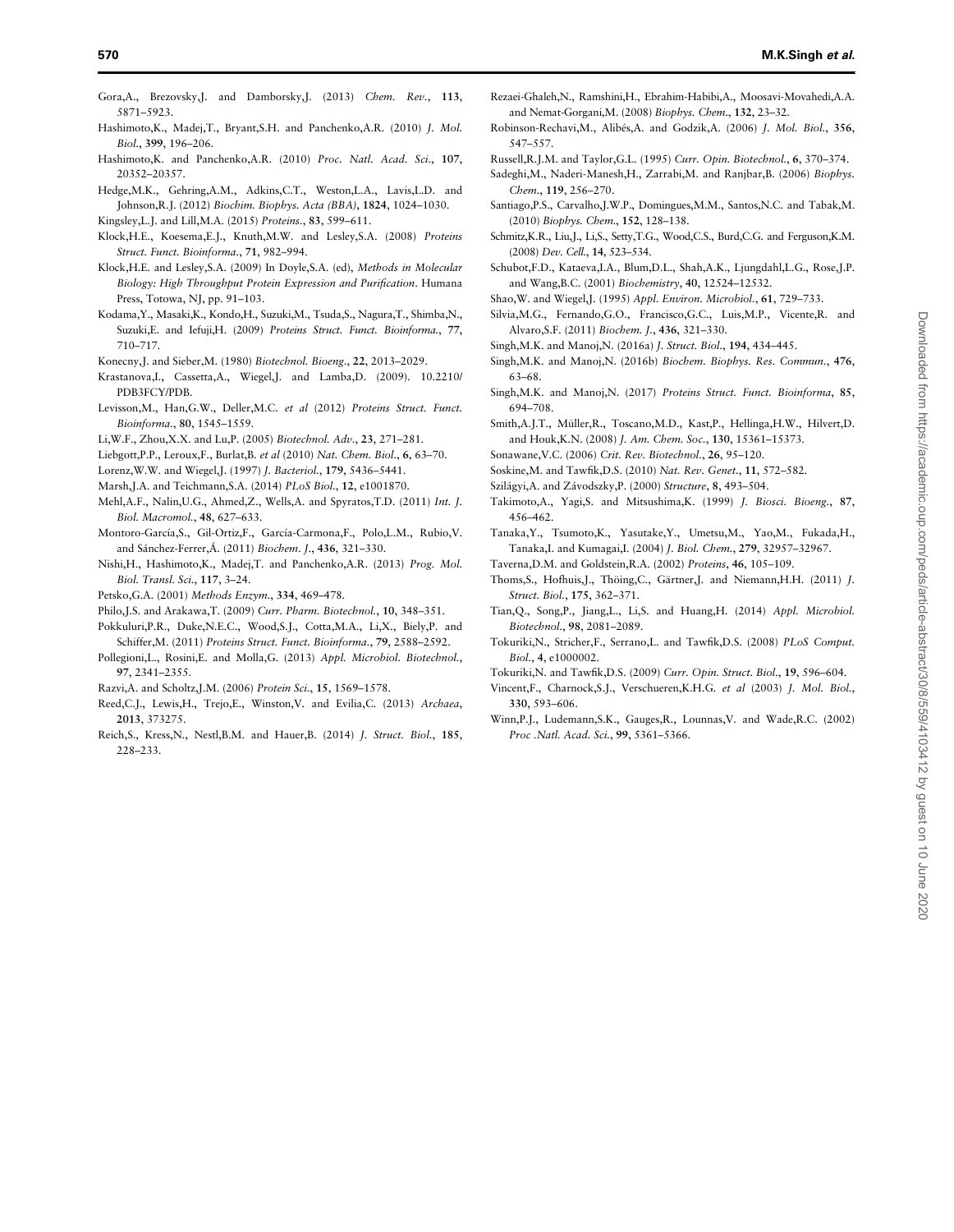Gora,A., Brezovsky,J. and Damborsky,J. (2013) *Chem. Rev.*, **113**, 5871–5923.

Hashimoto,K., Madej,T., Bryant,S.H. and Panchenko,A.R. (2010) *J. Mol. Biol.*, **399**, 196–206.

Hashimoto,K. and Panchenko,A.R. (2010) *Proc. Natl. Acad. Sci.*, **107**, 20352–20357.

Hedge,M.K., Gehring,A.M., Adkins,C.T., Weston,L.A., Lavis,L.D. and Johnson,R.J. (2012) *Biochim. Biophys. Acta (BBA)*, **1824**, 1024–1030.

Kingsley,L.J. and Lill,M.A. (2015) *Proteins.*, **83**, 599–611.

Klock,H.E., Koesema,E.J., Knuth,M.W. and Lesley,S.A. (2008) *Proteins Struct. Funct. Bioinforma.*, **71**, 982–994.

Klock,H.E. and Lesley,S.A. (2009) In Doyle,S.A. (ed), *Methods in Molecular Biology: High Throughput Protein Expression and Purification*. Humana Press, Totowa, NJ, pp. 91–103.

Kodama,Y., Masaki,K., Kondo,H., Suzuki,M., Tsuda,S., Nagura,T., Shimba,N., Suzuki,E. and Iefuji,H. (2009) *Proteins Struct. Funct. Bioinforma.*, **77**, 710–717.

Konecny,J. and Sieber,M. (1980) *Biotechnol. Bioeng.*, **22**, 2013–2029.

Krastanova,I., Cassetta,A., Wiegel,J. and Lamba,D. (2009). 10.2210/PDB3FCY/PDB.

Levisson,M., Han,G.W., Deller,M.C. *et al* (2012) *Proteins Struct. Funct. Bioinforma.*, **80**, 1545–1559.

Li,W.F., Zhou,X.X. and Lu,P. (2005) *Biotechnol. Adv.*, **23**, 271–281.

Liebgott,P.P., Leroux,F., Burlat,B. *et al* (2010) *Nat. Chem. Biol.*, **6**, 63–70.

Lorenz,W.W. and Wiegel,J. (1997) *J. Bacteriol.*, **179**, 5436–5441.

Marsh,J.A. and Teichmann,S.A. (2014) *PLoS Biol.*, **12**, e1001870.

Mehl,A.F., Nalin,U.G., Ahmed,Z., Wells,A. and Spyratos,T.D. (2011) *Int. J. Biol. Macromol.*, **48**, 627–633.

Montoro-García,S., Gil-Ortiz,F., García-Carmona,F., Polo,L.M., Rubio,V. and Sánchez-Ferrer,Á. (2011) *Biochem. J.*, **436**, 321–330.

Nishi,H., Hashimoto,K., Madej,T. and Panchenko,A.R. (2013) *Prog. Mol. Biol. Transl. Sci.*, **117**, 3–24.

Petsko,G.A. (2001) *Methods Enzym.*, **334**, 469–478.

Philo,J.S. and Arakawa,T. (2009) *Curr. Pharm. Biotechnol.*, **10**, 348–351.

Pokkuluri,P.R., Duke,N.E.C., Wood,S.J., Cotta,M.A., Li,X., Biely,P. and Schiffer,M. (2011) *Proteins Struct. Funct. Bioinforma.*, **79**, 2588–2592.

Pollegioni,L., Rosini,E. and Molla,G. (2013) *Appl. Microbiol. Biotechnol.*, **97**, 2341–2355.

Razvi,A. and Scholtz,J.M. (2006) *Protein Sci.*, **15**, 1569–1578.

Reed,C.J., Lewis,H., Trejo,E., Winston,V. and Evilia,C. (2013) *Archaea*, **2013**, 373275.

Reich,S., Kress,N., Nestl,B.M. and Hauer,B. (2014) *J. Struct. Biol.*, **185**, 228–233.

Rezaei-Ghaleh,N., Ramshini,H., Ebrahim-Habibi,A., Moosavi-Movahedi,A.A. and Nemat-Gorgani,M. (2008) *Biophys. Chem.*, **132**, 23–32.

Robinson-Rechavi,M., Alibés,A. and Godzik,A. (2006) *J. Mol. Biol.*, **356**, 547–557.

Russell,R.J.M. and Taylor,G.L. (1995) *Curr. Opin. Biotechnol.*, **6**, 370–374.

Sadeghi,M., Naderi-Manesh,H., Zarrabi,M. and Ranjbar,B. (2006) *Biophys. Chem.*, **119**, 256–270.

Santiago,P.S., Carvalho,J.W.P., Domingues,M.M., Santos,N.C. and Tabak,M. (2010) *Biophys. Chem.*, **152**, 128–138.

Schmitz,K.R., Liu,J., Li,S., Setty,T.G., Wood,C.S., Burd,C.G. and Ferguson,K.M. (2008) *Dev. Cell.*, **14**, 523–534.

Schubot,F.D., Kataeva,I.A., Blum,D.L., Shah,A.K., Ljungdahl,L.G., Rose,J.P. and Wang,B.C. (2001) *Biochemistry*, **40**, 12524–12532.

Shao,W. and Wiegel,J. (1995) *Appl. Environ. Microbiol.*, **61**, 729–733.

Silvia,M.G., Fernando,G.O., Francisco,G.C., Luis,M.P., Vicente,R. and Alvaro,S.F. (2011) *Biochem. J.*, **436**, 321–330.

Singh,M.K. and Manoj,N. (2016a) *J. Struct. Biol.*, **194**, 434–445.

Singh,M.K. and Manoj,N. (2016b) *Biochem. Biophys. Res. Commun.*, **476**, 63–68.

Singh,M.K. and Manoj,N. (2017) *Proteins Struct. Funct. Bioinforma*, **85**, 694–708.

Smith,A.J.T., Müller,R., Toscano,M.D., Kast,P., Hellinga,H.W., Hilvert,D. and Houk,K.N. (2008) *J. Am. Chem. Soc.*, **130**, 15361–15373.

Sonawane,V.C. (2006) *Crit. Rev. Biotechnol.*, **26**, 95–120.

Soskine,M. and Tawfik,D.S. (2010) *Nat. Rev. Genet.*, **11**, 572–582.

Szilágyi,A. and Závodszky,P. (2000) *Structure*, **8**, 493–504.

Takimoto,A., Yagi,S. and Mitsushima,K. (1999) *J. Biosci. Bioeng.*, **87**, 456–462.

Tanaka,Y., Tsumoto,K., Yasutake,Y., Umetsu,M., Yao,M., Fukada,H., Tanaka,I. and Kumagai,I. (2004) *J. Biol. Chem.*, **279**, 32957–32967.

Taverna,D.M. and Goldstein,R.A. (2002) *Proteins*, **46**, 105–109.

Thoms,S., Hofhuis,J., Thöing,C., Gärtner,J. and Niemann,H.H. (2011) *J. Struct. Biol.*, **175**, 362–371.

Tian,Q., Song,P., Jiang,L., Li,S. and Huang,H. (2014) *Appl. Microbiol. Biotechnol.*, **98**, 2081–2089.

Tokuriki,N., Stricher,F., Serrano,L. and Tawfik,D.S. (2008) *PLoS Comput. Biol.*, **4**, e1000002.

Tokuriki,N. and Tawfik,D.S. (2009) *Curr. Opin. Struct. Biol.*, **19**, 596–604.

Vincent,F., Charnock,S.J., Verschueren,K.H.G. *et al* (2003) *J. Mol. Biol.*, **330**, 593–606.

Winn,P.J., Ludemann,S.K., Gauges,R., Lounnas,V. and Wade,R.C. (2002) *Proc .Natl. Acad. Sci.*, **99**, 5361–5366.